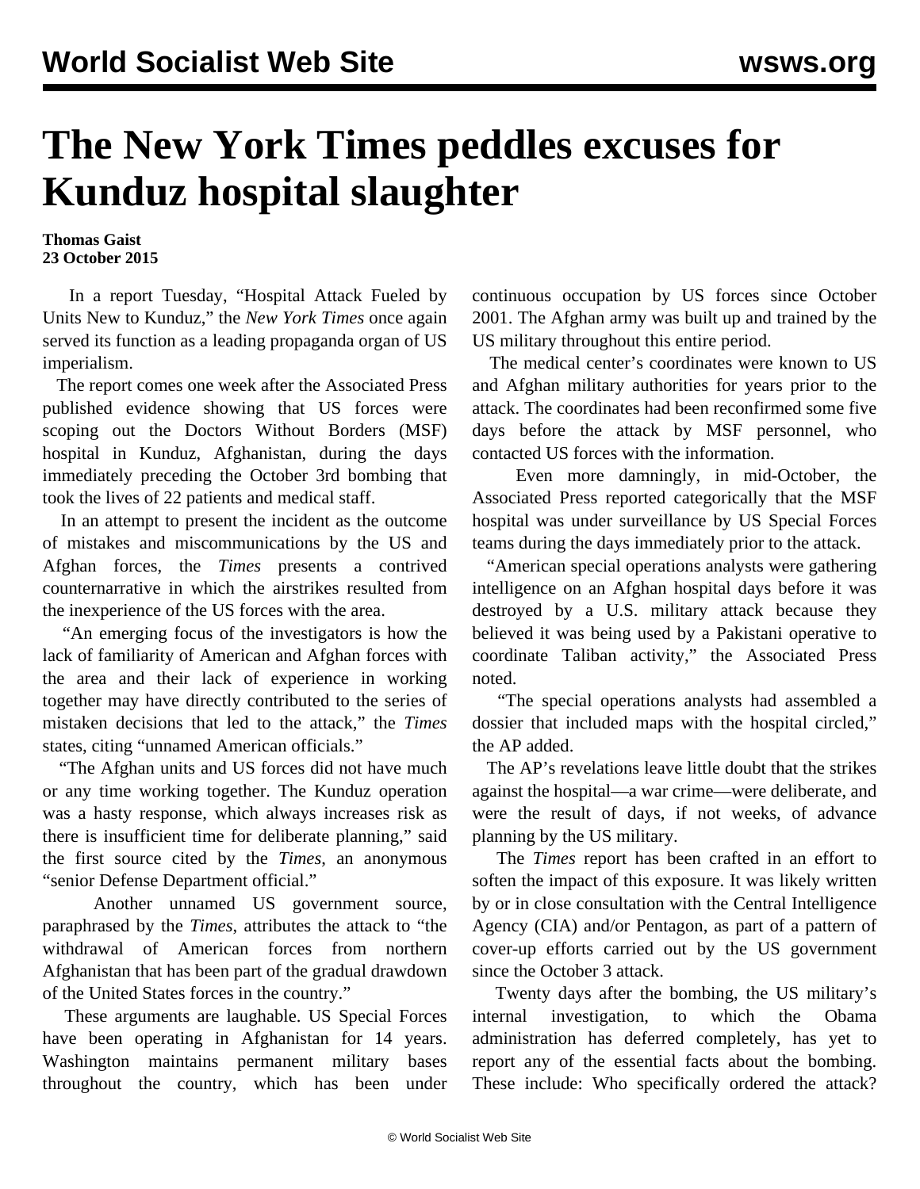# The New York Times peddles excuses for Kunduz hospital slaughter

**Thomas Gaist**
**23 October 2015**

In a report Tuesday, "Hospital Attack Fueled by Units New to Kunduz," the *New York Times* once again served its function as a leading propaganda organ of US imperialism.

The report comes one week after the Associated Press published evidence showing that US forces were scoping out the Doctors Without Borders (MSF) hospital in Kunduz, Afghanistan, during the days immediately preceding the October 3rd bombing that took the lives of 22 patients and medical staff.

In an attempt to present the incident as the outcome of mistakes and miscommunications by the US and Afghan forces, the *Times* presents a contrived counternarrative in which the airstrikes resulted from the inexperience of the US forces with the area.

"An emerging focus of the investigators is how the lack of familiarity of American and Afghan forces with the area and their lack of experience in working together may have directly contributed to the series of mistaken decisions that led to the attack," the *Times* states, citing "unnamed American officials."

"The Afghan units and US forces did not have much or any time working together. The Kunduz operation was a hasty response, which always increases risk as there is insufficient time for deliberate planning," said the first source cited by the *Times*, an anonymous "senior Defense Department official."

Another unnamed US government source, paraphrased by the *Times*, attributes the attack to "the withdrawal of American forces from northern Afghanistan that has been part of the gradual drawdown of the United States forces in the country."

These arguments are laughable. US Special Forces have been operating in Afghanistan for 14 years. Washington maintains permanent military bases throughout the country, which has been under continuous occupation by US forces since October 2001. The Afghan army was built up and trained by the US military throughout this entire period.

The medical center's coordinates were known to US and Afghan military authorities for years prior to the attack. The coordinates had been reconfirmed some five days before the attack by MSF personnel, who contacted US forces with the information.

Even more damningly, in mid-October, the Associated Press reported categorically that the MSF hospital was under surveillance by US Special Forces teams during the days immediately prior to the attack.

"American special operations analysts were gathering intelligence on an Afghan hospital days before it was destroyed by a U.S. military attack because they believed it was being used by a Pakistani operative to coordinate Taliban activity," the Associated Press noted.

"The special operations analysts had assembled a dossier that included maps with the hospital circled," the AP added.

The AP's revelations leave little doubt that the strikes against the hospital—a war crime—were deliberate, and were the result of days, if not weeks, of advance planning by the US military.

The *Times* report has been crafted in an effort to soften the impact of this exposure. It was likely written by or in close consultation with the Central Intelligence Agency (CIA) and/or Pentagon, as part of a pattern of cover-up efforts carried out by the US government since the October 3 attack.

Twenty days after the bombing, the US military's internal investigation, to which the Obama administration has deferred completely, has yet to report any of the essential facts about the bombing. These include: Who specifically ordered the attack?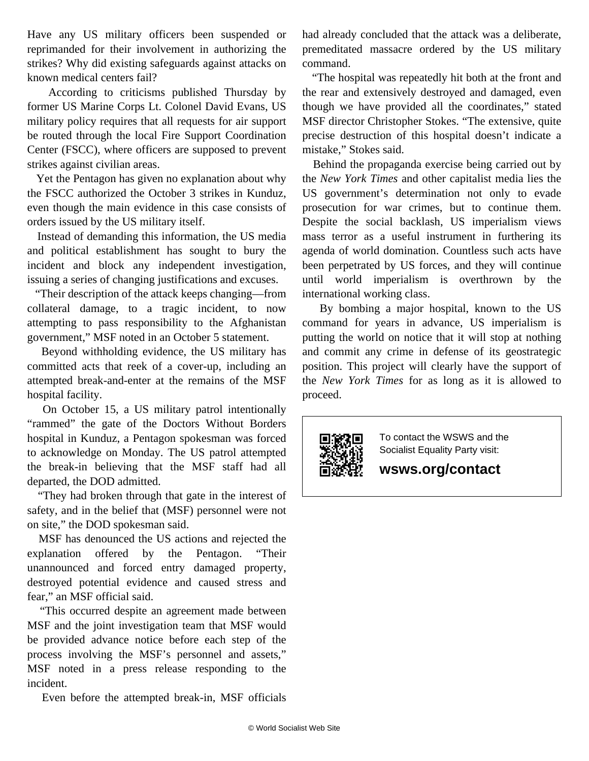Have any US military officers been suspended or reprimanded for their involvement in authorizing the strikes? Why did existing safeguards against attacks on known medical centers fail?

According to criticisms published Thursday by former US Marine Corps Lt. Colonel David Evans, US military policy requires that all requests for air support be routed through the local Fire Support Coordination Center (FSCC), where officers are supposed to prevent strikes against civilian areas.

Yet the Pentagon has given no explanation about why the FSCC authorized the October 3 strikes in Kunduz, even though the main evidence in this case consists of orders issued by the US military itself.

Instead of demanding this information, the US media and political establishment has sought to bury the incident and block any independent investigation, issuing a series of changing justifications and excuses.

"Their description of the attack keeps changing—from collateral damage, to a tragic incident, to now attempting to pass responsibility to the Afghanistan government," MSF noted in an October 5 statement.

Beyond withholding evidence, the US military has committed acts that reek of a cover-up, including an attempted break-and-enter at the remains of the MSF hospital facility.

On October 15, a US military patrol intentionally "rammed" the gate of the Doctors Without Borders hospital in Kunduz, a Pentagon spokesman was forced to acknowledge on Monday. The US patrol attempted the break-in believing that the MSF staff had all departed, the DOD admitted.

"They had broken through that gate in the interest of safety, and in the belief that (MSF) personnel were not on site," the DOD spokesman said.

MSF has denounced the US actions and rejected the explanation offered by the Pentagon. "Their unannounced and forced entry damaged property, destroyed potential evidence and caused stress and fear," an MSF official said.

"This occurred despite an agreement made between MSF and the joint investigation team that MSF would be provided advance notice before each step of the process involving the MSF's personnel and assets," MSF noted in a press release responding to the incident.

Even before the attempted break-in, MSF officials had already concluded that the attack was a deliberate, premeditated massacre ordered by the US military command.

"The hospital was repeatedly hit both at the front and the rear and extensively destroyed and damaged, even though we have provided all the coordinates," stated MSF director Christopher Stokes. "The extensive, quite precise destruction of this hospital doesn't indicate a mistake," Stokes said.

Behind the propaganda exercise being carried out by the *New York Times* and other capitalist media lies the US government's determination not only to evade prosecution for war crimes, but to continue them. Despite the social backlash, US imperialism views mass terror as a useful instrument in furthering its agenda of world domination. Countless such acts have been perpetrated by US forces, and they will continue until world imperialism is overthrown by the international working class.

By bombing a major hospital, known to the US command for years in advance, US imperialism is putting the world on notice that it will stop at nothing and commit any crime in defense of its geostrategic position. This project will clearly have the support of the *New York Times* for as long as it is allowed to proceed.

To contact the WSWS and the Socialist Equality Party visit:

**wsws.org/contact**